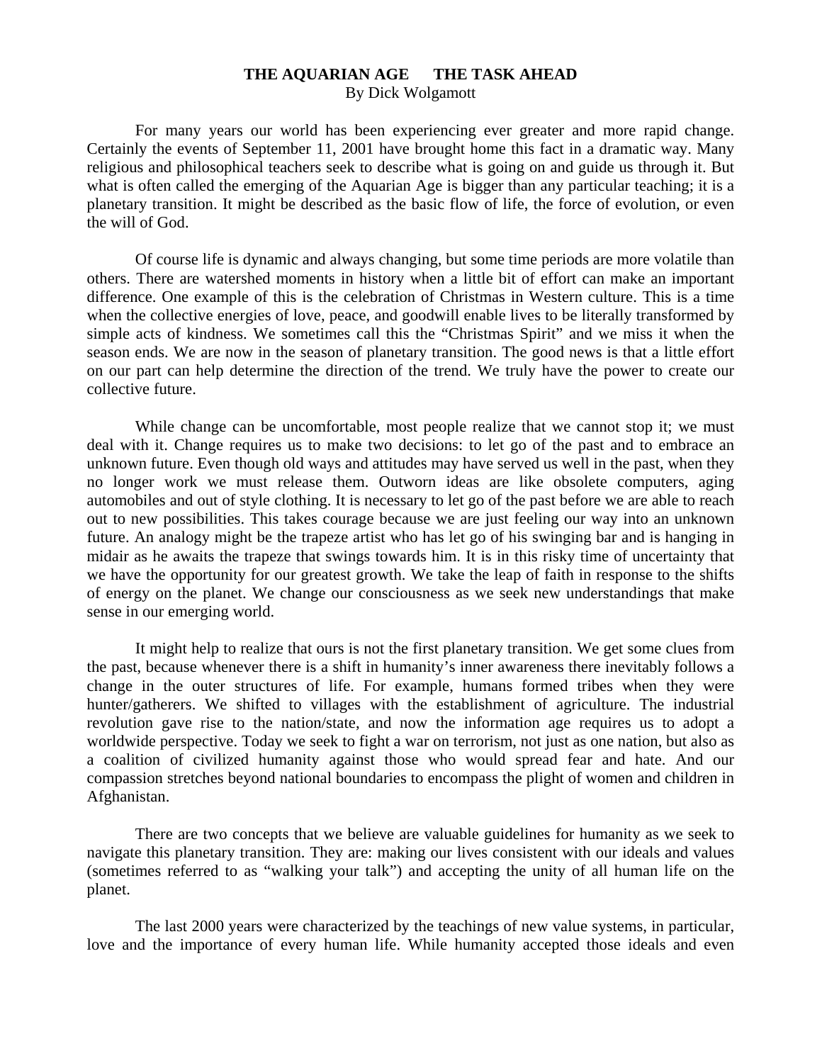# THE AQUARIAN AGE THE TASK AHEAD

By Dick Wolgamott

For many years our world has been experiencing ever greater and more rapid change. Certainly the events of September 11, 2001 have brought home this fact in a dramatic way. Many religious and philosophical teachers seek to describe what is going on and guide us through it. But what is often called the emerging of the Aquarian Age is bigger than any particular teaching; it is a planetary transition. It might be described as the basic flow of life, the force of evolution, or even the will of God.

Of course life is dynamic and always changing, but some time periods are more volatile than others. There are watershed moments in history when a little bit of effort can make an important difference. One example of this is the celebration of Christmas in Western culture. This is a time when the collective energies of love, peace, and goodwill enable lives to be literally transformed by simple acts of kindness. We sometimes call this the "Christmas Spirit" and we miss it when the season ends. We are now in the season of planetary transition. The good news is that a little effort on our part can help determine the direction of the trend. We truly have the power to create our collective future.

While change can be uncomfortable, most people realize that we cannot stop it; we must deal with it. Change requires us to make two decisions: to let go of the past and to embrace an unknown future. Even though old ways and attitudes may have served us well in the past, when they no longer work we must release them. Outworn ideas are like obsolete computers, aging automobiles and out of style clothing. It is necessary to let go of the past before we are able to reach out to new possibilities. This takes courage because we are just feeling our way into an unknown future. An analogy might be the trapeze artist who has let go of his swinging bar and is hanging in midair as he awaits the trapeze that swings towards him. It is in this risky time of uncertainty that we have the opportunity for our greatest growth. We take the leap of faith in response to the shifts of energy on the planet. We change our consciousness as we seek new understandings that make sense in our emerging world.

It might help to realize that ours is not the first planetary transition. We get some clues from the past, because whenever there is a shift in humanity's inner awareness there inevitably follows a change in the outer structures of life. For example, humans formed tribes when they were hunter/gatherers. We shifted to villages with the establishment of agriculture. The industrial revolution gave rise to the nation/state, and now the information age requires us to adopt a worldwide perspective. Today we seek to fight a war on terrorism, not just as one nation, but also as a coalition of civilized humanity against those who would spread fear and hate. And our compassion stretches beyond national boundaries to encompass the plight of women and children in Afghanistan.

There are two concepts that we believe are valuable guidelines for humanity as we seek to navigate this planetary transition. They are: making our lives consistent with our ideals and values (sometimes referred to as "walking your talk") and accepting the unity of all human life on the planet.

The last 2000 years were characterized by the teachings of new value systems, in particular, love and the importance of every human life. While humanity accepted those ideals and even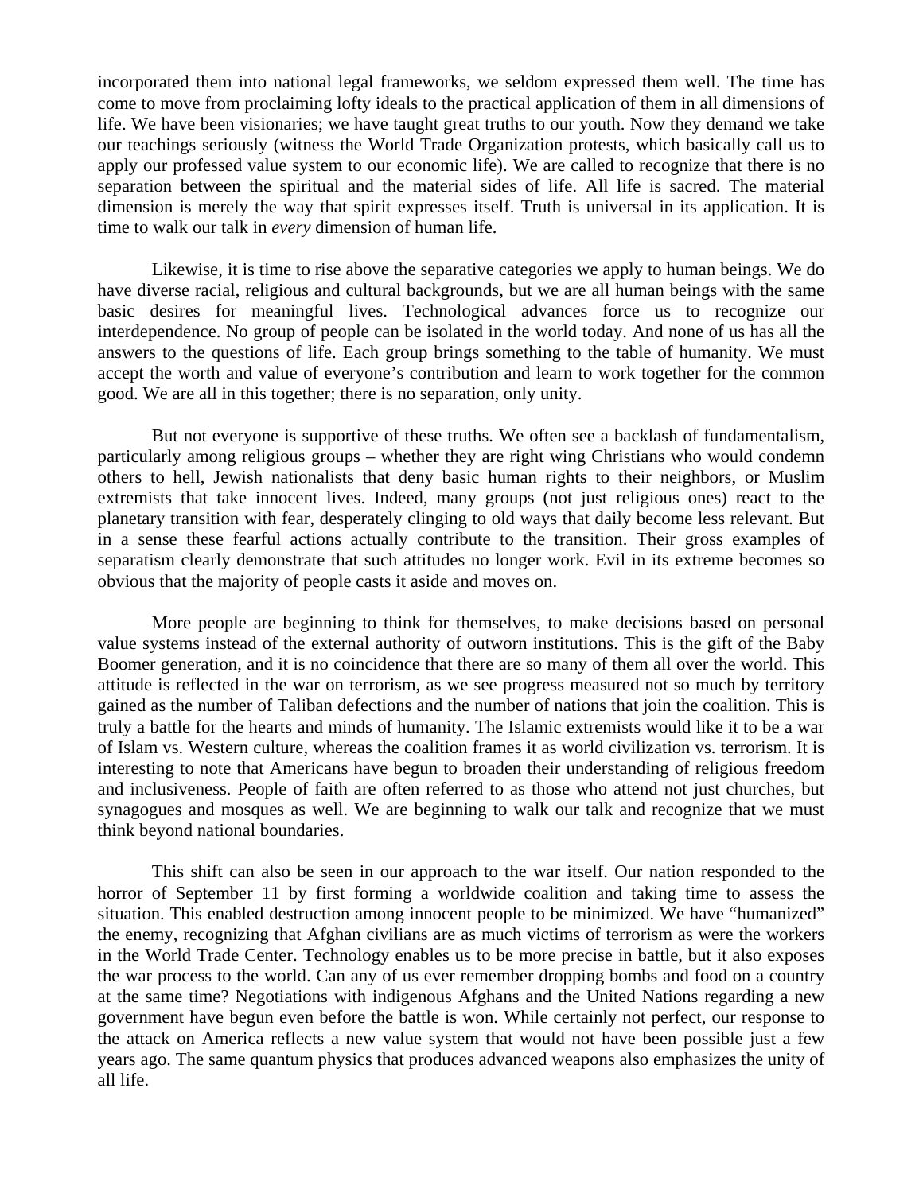incorporated them into national legal frameworks, we seldom expressed them well. The time has come to move from proclaiming lofty ideals to the practical application of them in all dimensions of life. We have been visionaries; we have taught great truths to our youth. Now they demand we take our teachings seriously (witness the World Trade Organization protests, which basically call us to apply our professed value system to our economic life). We are called to recognize that there is no separation between the spiritual and the material sides of life. All life is sacred. The material dimension is merely the way that spirit expresses itself. Truth is universal in its application. It is time to walk our talk in *every* dimension of human life.

Likewise, it is time to rise above the separative categories we apply to human beings. We do have diverse racial, religious and cultural backgrounds, but we are all human beings with the same basic desires for meaningful lives. Technological advances force us to recognize our interdependence. No group of people can be isolated in the world today. And none of us has all the answers to the questions of life. Each group brings something to the table of humanity. We must accept the worth and value of everyone's contribution and learn to work together for the common good. We are all in this together; there is no separation, only unity.

But not everyone is supportive of these truths. We often see a backlash of fundamentalism, particularly among religious groups – whether they are right wing Christians who would condemn others to hell, Jewish nationalists that deny basic human rights to their neighbors, or Muslim extremists that take innocent lives. Indeed, many groups (not just religious ones) react to the planetary transition with fear, desperately clinging to old ways that daily become less relevant. But in a sense these fearful actions actually contribute to the transition. Their gross examples of separatism clearly demonstrate that such attitudes no longer work. Evil in its extreme becomes so obvious that the majority of people casts it aside and moves on.

More people are beginning to think for themselves, to make decisions based on personal value systems instead of the external authority of outworn institutions. This is the gift of the Baby Boomer generation, and it is no coincidence that there are so many of them all over the world. This attitude is reflected in the war on terrorism, as we see progress measured not so much by territory gained as the number of Taliban defections and the number of nations that join the coalition. This is truly a battle for the hearts and minds of humanity. The Islamic extremists would like it to be a war of Islam vs. Western culture, whereas the coalition frames it as world civilization vs. terrorism. It is interesting to note that Americans have begun to broaden their understanding of religious freedom and inclusiveness. People of faith are often referred to as those who attend not just churches, but synagogues and mosques as well. We are beginning to walk our talk and recognize that we must think beyond national boundaries.

This shift can also be seen in our approach to the war itself. Our nation responded to the horror of September 11 by first forming a worldwide coalition and taking time to assess the situation. This enabled destruction among innocent people to be minimized. We have "humanized" the enemy, recognizing that Afghan civilians are as much victims of terrorism as were the workers in the World Trade Center. Technology enables us to be more precise in battle, but it also exposes the war process to the world. Can any of us ever remember dropping bombs and food on a country at the same time? Negotiations with indigenous Afghans and the United Nations regarding a new government have begun even before the battle is won. While certainly not perfect, our response to the attack on America reflects a new value system that would not have been possible just a few years ago. The same quantum physics that produces advanced weapons also emphasizes the unity of all life.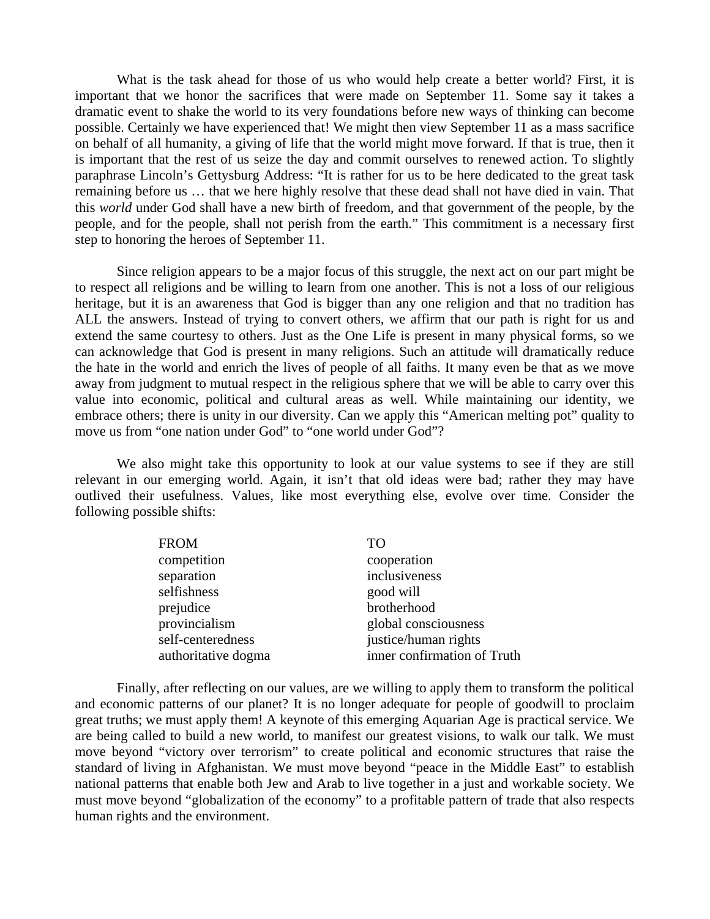What is the task ahead for those of us who would help create a better world? First, it is important that we honor the sacrifices that were made on September 11. Some say it takes a dramatic event to shake the world to its very foundations before new ways of thinking can become possible. Certainly we have experienced that! We might then view September 11 as a mass sacrifice on behalf of all humanity, a giving of life that the world might move forward. If that is true, then it is important that the rest of us seize the day and commit ourselves to renewed action. To slightly paraphrase Lincoln's Gettysburg Address: "It is rather for us to be here dedicated to the great task remaining before us … that we here highly resolve that these dead shall not have died in vain. That this *world* under God shall have a new birth of freedom, and that government of the people, by the people, and for the people, shall not perish from the earth." This commitment is a necessary first step to honoring the heroes of September 11.

Since religion appears to be a major focus of this struggle, the next act on our part might be to respect all religions and be willing to learn from one another. This is not a loss of our religious heritage, but it is an awareness that God is bigger than any one religion and that no tradition has ALL the answers. Instead of trying to convert others, we affirm that our path is right for us and extend the same courtesy to others. Just as the One Life is present in many physical forms, so we can acknowledge that God is present in many religions. Such an attitude will dramatically reduce the hate in the world and enrich the lives of people of all faiths. It many even be that as we move away from judgment to mutual respect in the religious sphere that we will be able to carry over this value into economic, political and cultural areas as well. While maintaining our identity, we embrace others; there is unity in our diversity. Can we apply this "American melting pot" quality to move us from "one nation under God" to "one world under God"?

We also might take this opportunity to look at our value systems to see if they are still relevant in our emerging world. Again, it isn't that old ideas were bad; rather they may have outlived their usefulness. Values, like most everything else, evolve over time. Consider the following possible shifts:

| FROM | TO |
|---|---|
| competition | cooperation |
| separation | inclusiveness |
| selfishness | good will |
| prejudice | brotherhood |
| provincialism | global consciousness |
| self-centeredness | justice/human rights |
| authoritative dogma | inner confirmation of Truth |

Finally, after reflecting on our values, are we willing to apply them to transform the political and economic patterns of our planet? It is no longer adequate for people of goodwill to proclaim great truths; we must apply them! A keynote of this emerging Aquarian Age is practical service. We are being called to build a new world, to manifest our greatest visions, to walk our talk. We must move beyond "victory over terrorism" to create political and economic structures that raise the standard of living in Afghanistan. We must move beyond "peace in the Middle East" to establish national patterns that enable both Jew and Arab to live together in a just and workable society. We must move beyond "globalization of the economy" to a profitable pattern of trade that also respects human rights and the environment.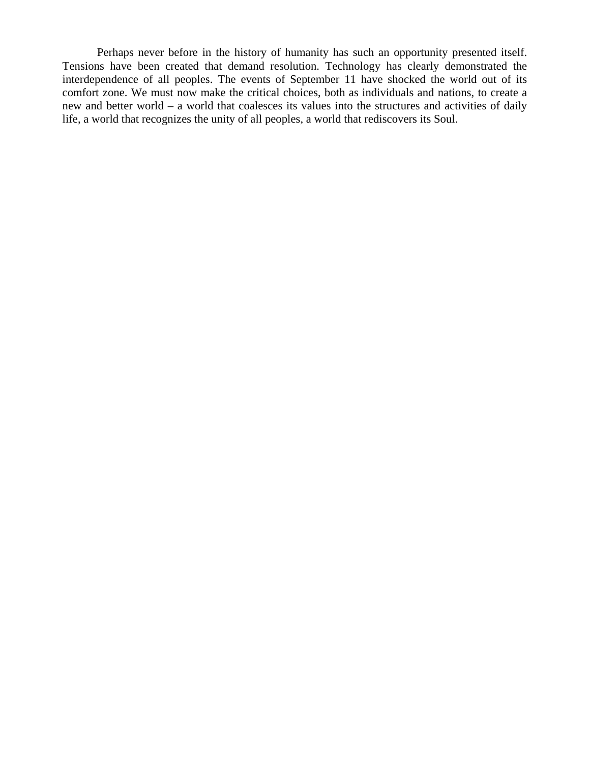Perhaps never before in the history of humanity has such an opportunity presented itself. Tensions have been created that demand resolution. Technology has clearly demonstrated the interdependence of all peoples. The events of September 11 have shocked the world out of its comfort zone. We must now make the critical choices, both as individuals and nations, to create a new and better world – a world that coalesces its values into the structures and activities of daily life, a world that recognizes the unity of all peoples, a world that rediscovers its Soul.